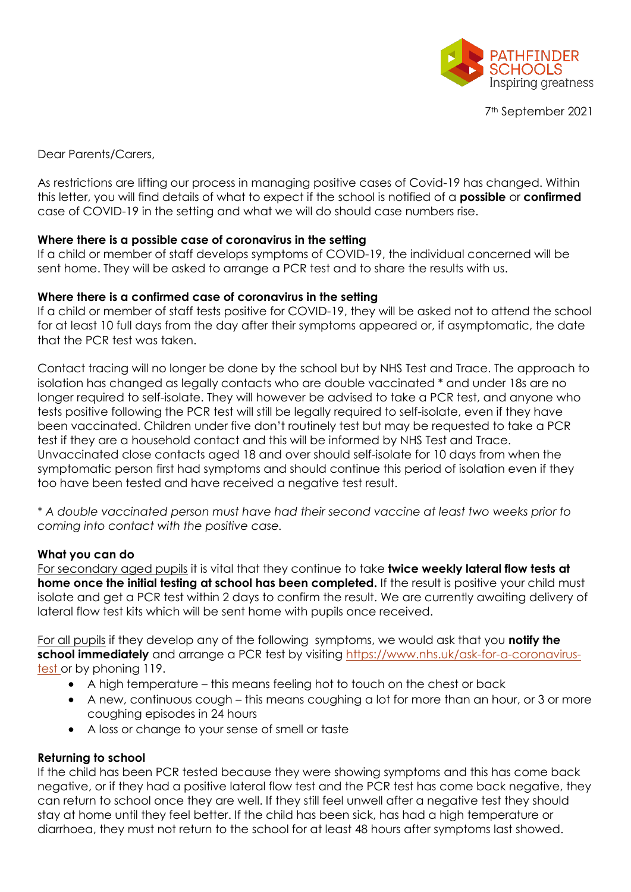PATHFINDER SCHOOLS
Inspiring greatness

7th September 2021

Dear Parents/Carers,

As restrictions are lifting our process in managing positive cases of Covid-19 has changed. Within this letter, you will find details of what to expect if the school is notified of a **possible** or **confirmed** case of COVID-19 in the setting and what we will do should case numbers rise.

**Where there is a possible case of coronavirus in the setting**
If a child or member of staff develops symptoms of COVID-19, the individual concerned will be sent home. They will be asked to arrange a PCR test and to share the results with us.

**Where there is a confirmed case of coronavirus in the setting**
If a child or member of staff tests positive for COVID-19, they will be asked not to attend the school for at least 10 full days from the day after their symptoms appeared or, if asymptomatic, the date that the PCR test was taken.

Contact tracing will no longer be done by the school but by NHS Test and Trace. The approach to isolation has changed as legally contacts who are double vaccinated * and under 18s are no longer required to self-isolate. They will however be advised to take a PCR test, and anyone who tests positive following the PCR test will still be legally required to self-isolate, even if they have been vaccinated. Children under five don't routinely test but may be requested to take a PCR test if they are a household contact and this will be informed by NHS Test and Trace. Unvaccinated close contacts aged 18 and over should self-isolate for 10 days from when the symptomatic person first had symptoms and should continue this period of isolation even if they too have been tested and have received a negative test result.

*\* A double vaccinated person must have had their second vaccine at least two weeks prior to coming into contact with the positive case.*

**What you can do**
For secondary aged pupils it is vital that they continue to take **twice weekly lateral flow tests at home once the initial testing at school has been completed.** If the result is positive your child must isolate and get a PCR test within 2 days to confirm the result. We are currently awaiting delivery of lateral flow test kits which will be sent home with pupils once received.

For all pupils if they develop any of the following symptoms, we would ask that you **notify the school immediately** and arrange a PCR test by visiting https://www.nhs.uk/ask-for-a-coronavirus-test or by phoning 119.

- A high temperature – this means feeling hot to touch on the chest or back
- A new, continuous cough – this means coughing a lot for more than an hour, or 3 or more coughing episodes in 24 hours
- A loss or change to your sense of smell or taste

**Returning to school**
If the child has been PCR tested because they were showing symptoms and this has come back negative, or if they had a positive lateral flow test and the PCR test has come back negative, they can return to school once they are well. If they still feel unwell after a negative test they should stay at home until they feel better. If the child has been sick, has had a high temperature or diarrhoea, they must not return to the school for at least 48 hours after symptoms last showed.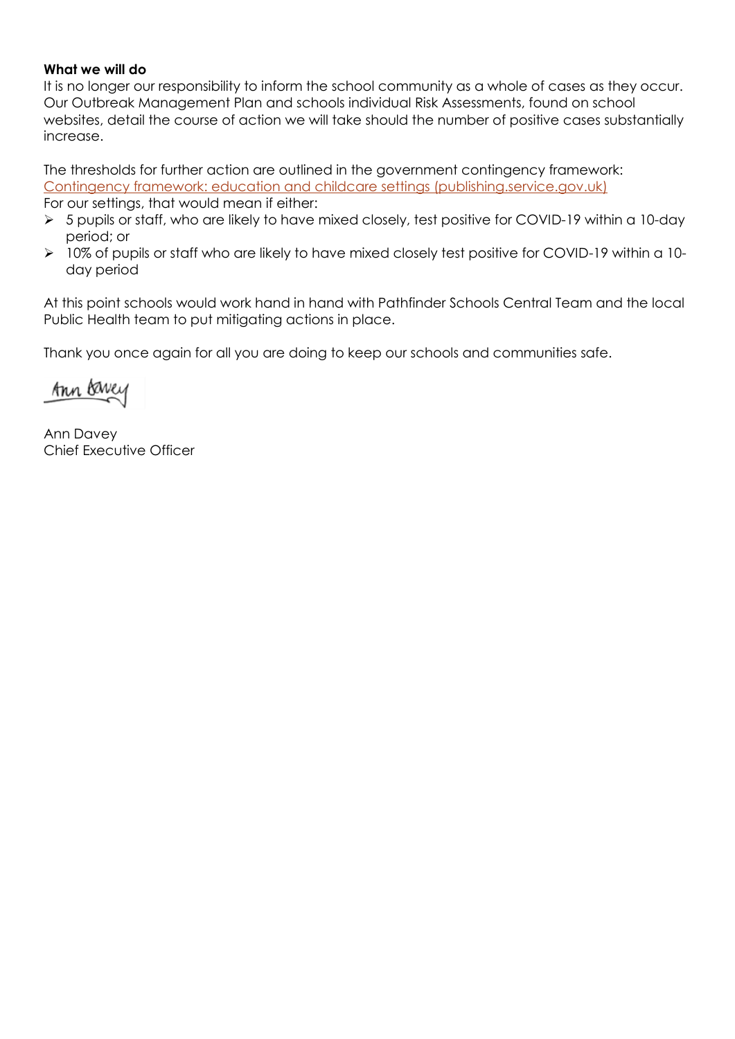**What we will do**

It is no longer our responsibility to inform the school community as a whole of cases as they occur. Our Outbreak Management Plan and schools individual Risk Assessments, found on school websites, detail the course of action we will take should the number of positive cases substantially increase.

The thresholds for further action are outlined in the government contingency framework: Contingency framework: education and childcare settings (publishing.service.gov.uk)
For our settings, that would mean if either:

- 5 pupils or staff, who are likely to have mixed closely, test positive for COVID-19 within a 10-day period; or
- 10% of pupils or staff who are likely to have mixed closely test positive for COVID-19 within a 10-day period

At this point schools would work hand in hand with Pathfinder Schools Central Team and the local Public Health team to put mitigating actions in place.

Thank you once again for all you are doing to keep our schools and communities safe.

Ann Davey

Ann Davey
Chief Executive Officer